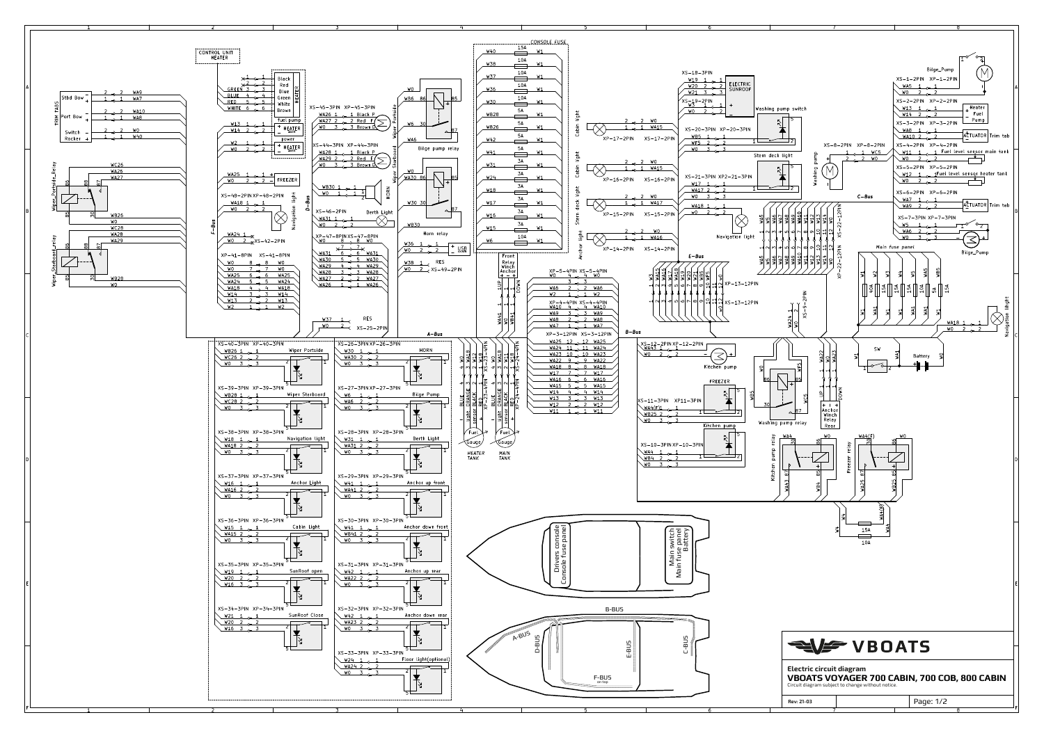# VBOATS

**Electric circuit diagram**

**VBOATS VOYAGER 700 CABIN, 700 COB, 800 CABIN**

Circuit diagram subject to change without notice.

Rev: 21-03

Page: 1/2

## CONSOLE FUSE

| Wire | Fuse | Wire |
|---|---|---|
| W40 | 15A | W1 |
| W38 | 10A | W1 |
| W37 | 10A | W1 |
| W36 | 10A | W1 |
| W30 | 10A | W1 |
| WB28 | 5A | W1 |
| WB26 | 5A | W1 |
| W42 | 5A | W1 |
| W41 | 5A | W1 |
| W31 | 3A | W1 |
| W24 | 3A | W1 |
| W18 | 3A | W1 |
| W17 | 3A | W1 |
| W16 | 3A | W1 |
| W15 | 3A | W1 |
| W6 | 10A | W1 |

## Main fuse panel

| Wire | Fuse | Wire |
|---|---|---|
| W1 | 40A | W1 |
| W2 | 15A | W1 |
| W3 | 15A | W1 |
| W4 | 15A | WA4 |
| W5 | 10A | WA5 |
| WB5 | 15A | WB5 |

## Component labels

- TRIM TABS: Stbd Bow, Port Bow, Switch Rocker
- Wiper_Portside_Relay, Wiper_Starboard_relay
- CONTROL UNIT HEATER: Black, Red, Blue, Green, White, Brown; fuel pump; HEATER; power; HEATER
- FREEZER, Navigation light, Berth Light, HORN, Horn relay, USB, RES
- Wiper Portside, Wiper Starboard, Bilge pump relay
- Cabin light, Stem deck light, Anchor light, Navigation light
- ELECTRIC SUNROOF, Washing pump switch, Washing pump
- Bilge_Pump, Heater Fuel Pump, ACTUATOR Trim tab, Fuel level sensor main tank, Fuel level sensor heater tank, ACTUATOR Trim tab, Bilge_Pump
- Front Relay Winch Anchor (UP / DOWN)
- Fuel Gauge HEATER TANK, Fuel Gauge MAIN TANK
- Kitchen pump, FREEZER, Kitchen pump, Washing pump relay, Anchor Winch Relay Rear
- Kitchen pump relay, Freezer relay
- SW, Battery, Navigation lihght
- Buses: A-Bus, B-Bus, C-Bus, D-Bus, E-Bus, F-Bus

## Switch panel connectors

| Connector | Function |
|---|---|
| XS-40-3PIN XP-40-3PIN | Wiper Portside (WB26, WC26, W0) |
| XS-39-3PIN XP-39-3PIN | Wiper Starboard (WB28, WC28, W0) |
| XS-38-3PIN XP-38-3PIN | Navigation light (W18, WA18, W0) |
| XS-37-3PIN XP-37-3PIN | Anchor Light (W16, WA16, W0) |
| XS-36-3PIN XP-36-3PIN | Cabin Light (W15, WA15, W0) |
| XS-35-3PIN XP-35-3PIN | SunRoof open (W19, W20, W16) |
| XS-34-3PIN XP-34-3PIN | SunRoof Close (W21, W20, W16) |
| XS-26-3PIN XP-26-3PIN | HORN (W30, WA30, W0) |
| XS-27-3PIN XP-27-3PIN | Bilge Pump (W6, WA6, W0) |
| XS-28-3PIN XP-28-3PIN | Berth Light (W31, WA31, W0) |
| XS-29-3PIN XP-29-3PIN | Anchor up front (W41, WA41, W0) |
| XS-30-3PIN XP-30-3PIN | Anchor down front (W41, WB41, W0) |
| XS-31-3PIN XP-31-3PIN | Anchor up rear (W42, WA22, W0) |
| XS-32-3PIN XP-32-3PIN | Anchor down rear (W42, WA23, W0) |
| XS-33-3PIN XP-33-3PIN | Floor light(optional) (W24, WA24, W0) |

## Boat layout

Drivers console / Console fuse panel; Main switch / Main fuse panel / Battery; A-BUS, B-BUS, C-BUS, D-BUS, E-BUS, F-BUS (on top)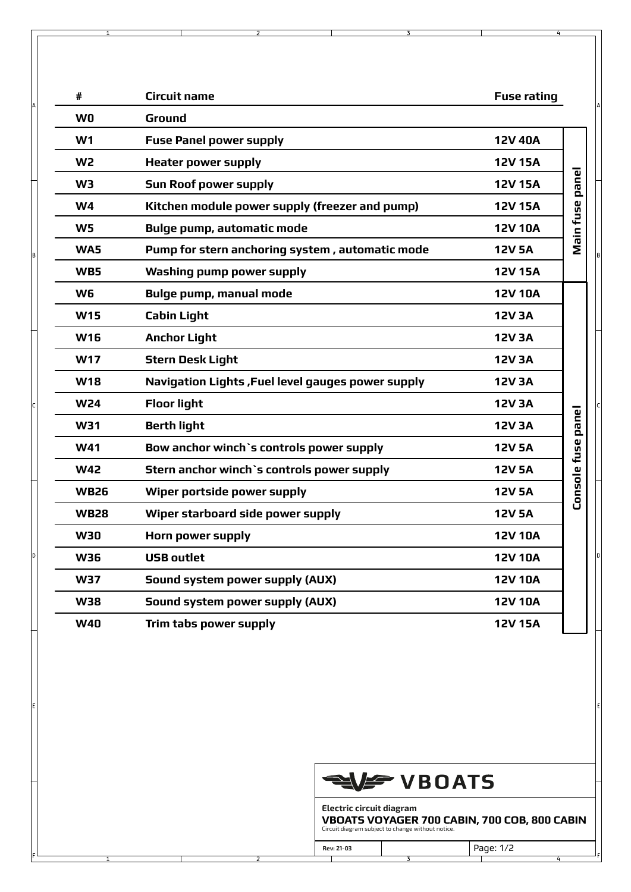| # | Circuit name | Fuse rating | |
|---|---|---|---|
| W0 | Ground | | |
| W1 | Fuse Panel power supply | 12V 40A | Main fuse panel |
| W2 | Heater power supply | 12V 15A | Main fuse panel |
| W3 | Sun Roof power supply | 12V 15A | Main fuse panel |
| W4 | Kitchen module power supply (freezer and pump) | 12V 15A | Main fuse panel |
| W5 | Bulge pump, automatic mode | 12V 10A | Main fuse panel |
| WA5 | Pump for stern anchoring system , automatic mode | 12V 5A | Main fuse panel |
| WB5 | Washing pump power supply | 12V 15A | Main fuse panel |
| W6 | Bulge pump, manual mode | 12V 10A | Console fuse panel |
| W15 | Cabin Light | 12V 3A | Console fuse panel |
| W16 | Anchor Light | 12V 3A | Console fuse panel |
| W17 | Stern Desk Light | 12V 3A | Console fuse panel |
| W18 | Navigation Lights ,Fuel level gauges power supply | 12V 3A | Console fuse panel |
| W24 | Floor light | 12V 3A | Console fuse panel |
| W31 | Berth light | 12V 3A | Console fuse panel |
| W41 | Bow anchor winch`s controls power supply | 12V 5A | Console fuse panel |
| W42 | Stern anchor winch`s controls power supply | 12V 5A | Console fuse panel |
| WB26 | Wiper portside power supply | 12V 5A | Console fuse panel |
| WB28 | Wiper starboard side power supply | 12V 5A | Console fuse panel |
| W30 | Horn power supply | 12V 10A | Console fuse panel |
| W36 | USB outlet | 12V 10A | Console fuse panel |
| W37 | Sound system power supply (AUX) | 12V 10A | Console fuse panel |
| W38 | Sound system power supply (AUX) | 12V 10A | Console fuse panel |
| W40 | Trim tabs power supply | 12V 15A | Console fuse panel |

VBOATS

Electric circuit diagram

**VBOATS VOYAGER 700 CABIN, 700 COB, 800 CABIN**

Circuit diagram subject to change without notice.

Rev: 21-03

Page: 1/2